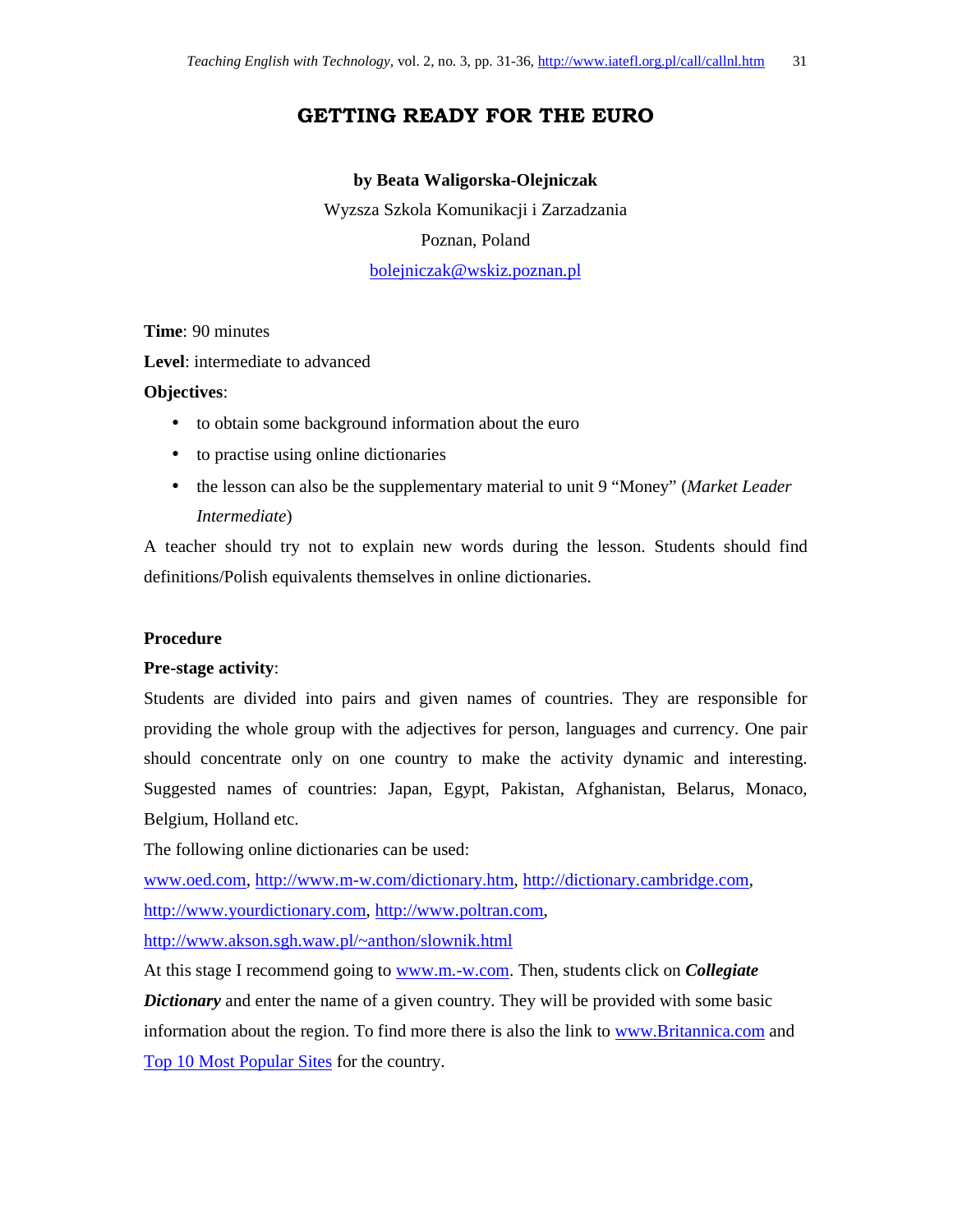# GETTING READY FOR THE EURO

**by Beata Waligorska-Olejniczak**

Wyzsza Szkola Komunikacji i Zarzadzania

Poznan, Poland

bolejniczak@wskiz.poznan.pl

**Time**: 90 minutes

**Level**: intermediate to advanced

**Objectives**:

- to obtain some background information about the euro
- to practise using online dictionaries
- the lesson can also be the supplementary material to unit 9 "Money" (*Market Leader Intermediate*)

A teacher should try not to explain new words during the lesson. Students should find definitions/Polish equivalents themselves in online dictionaries.

**Procedure**

**Pre-stage activity**:

Students are divided into pairs and given names of countries. They are responsible for providing the whole group with the adjectives for person, languages and currency. One pair should concentrate only on one country to make the activity dynamic and interesting. Suggested names of countries: Japan, Egypt, Pakistan, Afghanistan, Belarus, Monaco, Belgium, Holland etc.

The following online dictionaries can be used:

www.oed.com, http://www.m-w.com/dictionary.htm, http://dictionary.cambridge.com, http://www.yourdictionary.com, http://www.poltran.com, http://www.akson.sgh.waw.pl/~anthon/slownik.html

At this stage I recommend going to www.m.-w.com. Then, students click on ***Collegiate Dictionary*** and enter the name of a given country. They will be provided with some basic information about the region. To find more there is also the link to www.Britannica.com and Top 10 Most Popular Sites for the country.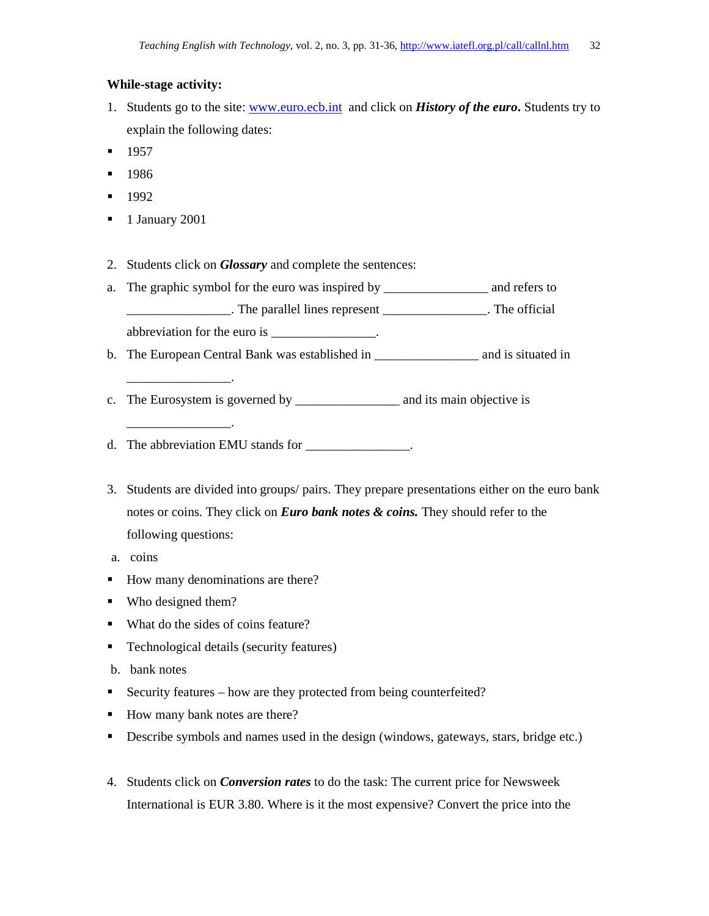**While-stage activity:**

1. Students go to the site: www.euro.ecb.int and click on ***History of the euro***. Students try to explain the following dates:

- 1957
- 1986
- 1992
- 1 January 2001

2. Students click on ***Glossary*** and complete the sentences:

a. The graphic symbol for the euro was inspired by ________________ and refers to ________________. The parallel lines represent ________________. The official abbreviation for the euro is ________________.

b. The European Central Bank was established in ________________ and is situated in ________________.

c. The Eurosystem is governed by ________________ and its main objective is ________________.

d. The abbreviation EMU stands for ________________.

3. Students are divided into groups/ pairs. They prepare presentations either on the euro bank notes or coins. They click on ***Euro bank notes & coins.*** They should refer to the following questions:

a. coins

- How many denominations are there?
- Who designed them?
- What do the sides of coins feature?
- Technological details (security features)

b. bank notes

- Security features – how are they protected from being counterfeited?
- How many bank notes are there?
- Describe symbols and names used in the design (windows, gateways, stars, bridge etc.)

4. Students click on ***Conversion rates*** to do the task: The current price for Newsweek International is EUR 3.80. Where is it the most expensive? Convert the price into the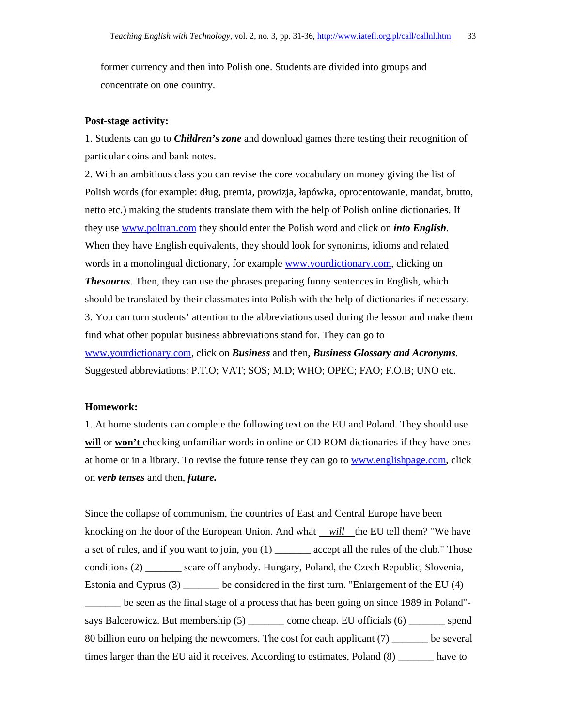former currency and then into Polish one. Students are divided into groups and concentrate on one country.

**Post-stage activity:**

1. Students can go to ***Children's zone*** and download games there testing their recognition of particular coins and bank notes.
2. With an ambitious class you can revise the core vocabulary on money giving the list of Polish words (for example: dług, premia, prowizja, łapówka, oprocentowanie, mandat, brutto, netto etc.) making the students translate them with the help of Polish online dictionaries. If they use www.poltran.com they should enter the Polish word and click on ***into English***. When they have English equivalents, they should look for synonims, idioms and related words in a monolingual dictionary, for example www.yourdictionary.com, clicking on ***Thesaurus***. Then, they can use the phrases preparing funny sentences in English, which should be translated by their classmates into Polish with the help of dictionaries if necessary.
3. You can turn students' attention to the abbreviations used during the lesson and make them find what other popular business abbreviations stand for. They can go to www.yourdictionary.com, click on ***Business*** and then, ***Business Glossary and Acronyms***. Suggested abbreviations: P.T.O; VAT; SOS; M.D; WHO; OPEC; FAO; F.O.B; UNO etc.

**Homework:**

1. At home students can complete the following text on the EU and Poland. They should use **will** or **won't** checking unfamiliar words in online or CD ROM dictionaries if they have ones at home or in a library. To revise the future tense they can go to www.englishpage.com, click on ***verb tenses*** and then, ***future.***

Since the collapse of communism, the countries of East and Central Europe have been knocking on the door of the European Union. And what __*will*__ the EU tell them? "We have a set of rules, and if you want to join, you (1) _______ accept all the rules of the club." Those conditions (2) _______ scare off anybody. Hungary, Poland, the Czech Republic, Slovenia, Estonia and Cyprus (3) _______ be considered in the first turn. "Enlargement of the EU (4) _______ be seen as the final stage of a process that has been going on since 1989 in Poland"- says Balcerowicz. But membership (5) _______ come cheap. EU officials (6) _______ spend 80 billion euro on helping the newcomers. The cost for each applicant (7) _______ be several times larger than the EU aid it receives. According to estimates, Poland (8) _______ have to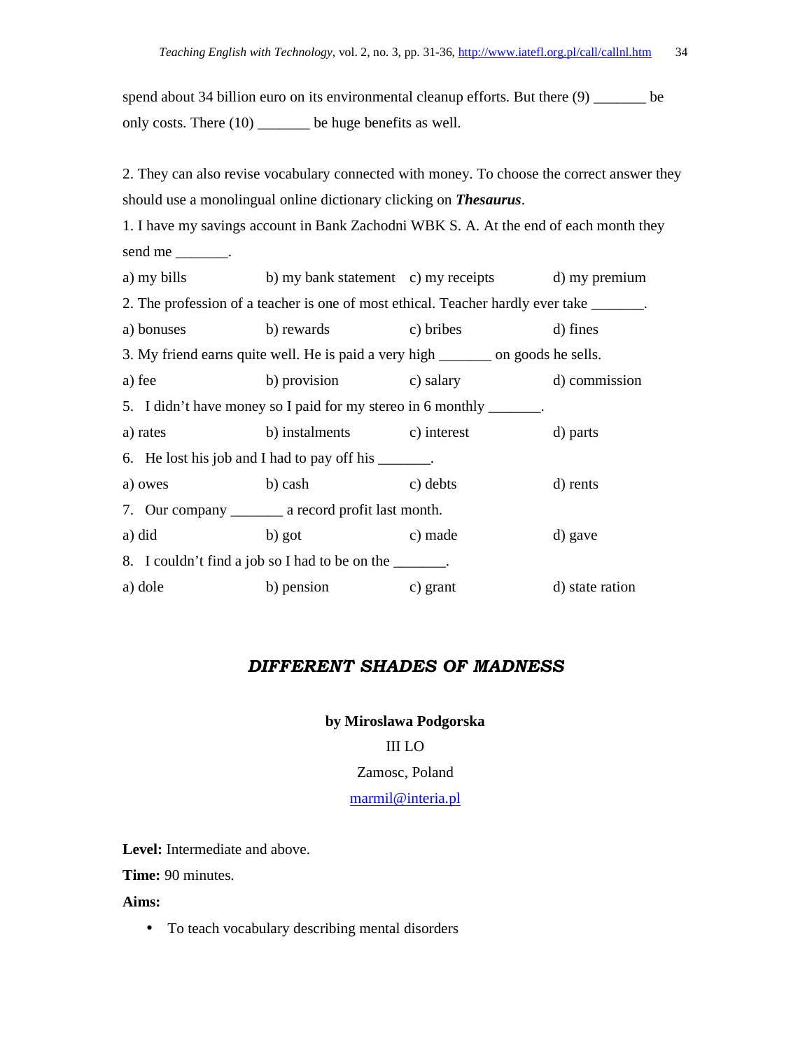spend about 34 billion euro on its environmental cleanup efforts. But there (9) _______ be only costs. There (10) _______ be huge benefits as well.

2. They can also revise vocabulary connected with money. To choose the correct answer they should use a monolingual online dictionary clicking on ***Thesaurus***.

1. I have my savings account in Bank Zachodni WBK S. A. At the end of each month they send me _______.

a) my bills b) my bank statement c) my receipts d) my premium

2. The profession of a teacher is one of most ethical. Teacher hardly ever take _______.

a) bonuses b) rewards c) bribes d) fines

3. My friend earns quite well. He is paid a very high _______ on goods he sells.

a) fee b) provision c) salary d) commission

5. I didn't have money so I paid for my stereo in 6 monthly _______.

a) rates b) instalments c) interest d) parts

6. He lost his job and I had to pay off his _______.

a) owes b) cash c) debts d) rents

7. Our company _______ a record profit last month.

a) did b) got c) made d) gave

8. I couldn't find a job so I had to be on the _______.

a) dole b) pension c) grant d) state ration

## *DIFFERENT SHADES OF MADNESS*

**by Miroslawa Podgorska**

III LO

Zamosc, Poland

marmil@interia.pl

**Level:** Intermediate and above.

**Time:** 90 minutes.

**Aims:**

- To teach vocabulary describing mental disorders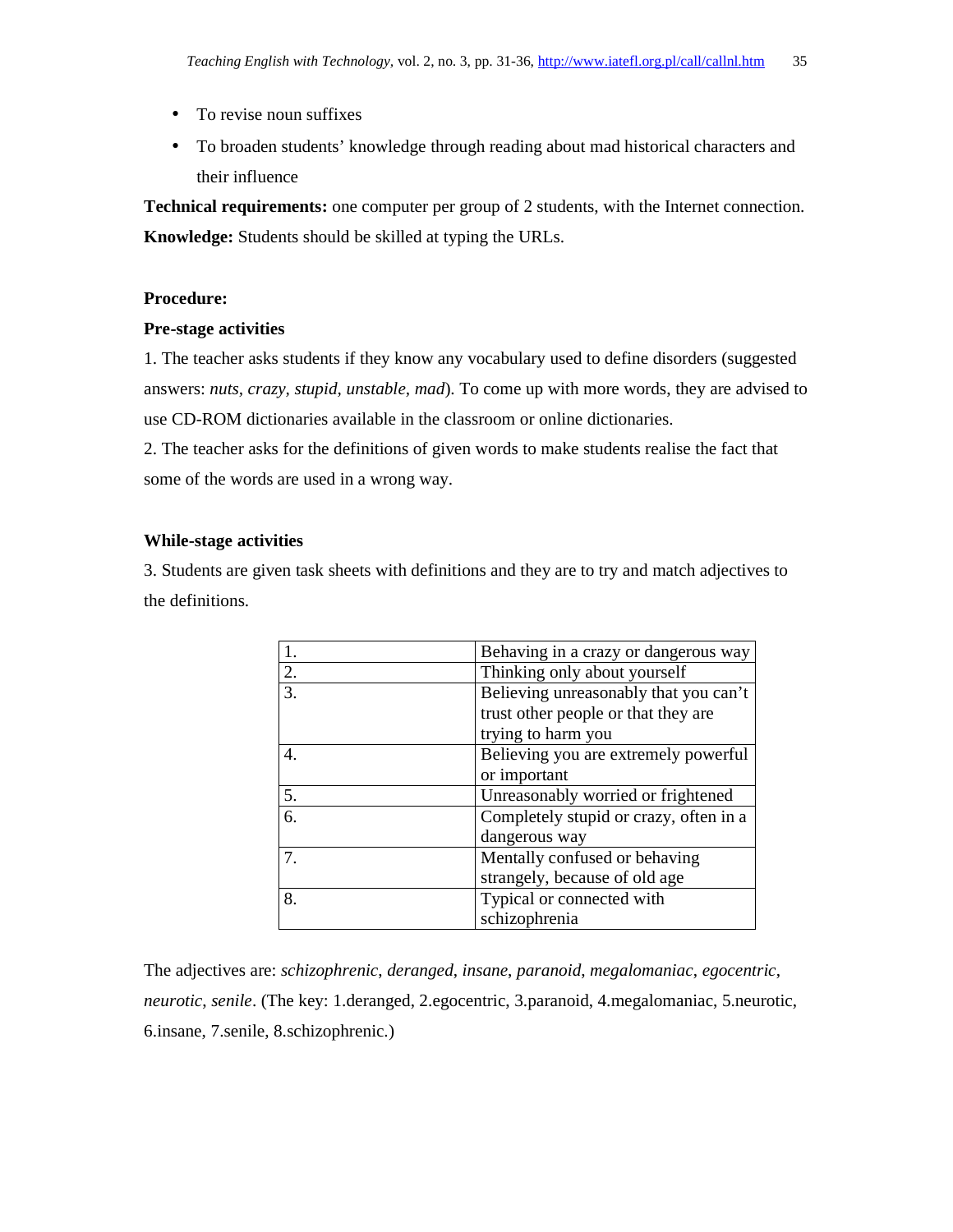- To revise noun suffixes
- To broaden students' knowledge through reading about mad historical characters and their influence

**Technical requirements:** one computer per group of 2 students, with the Internet connection.

**Knowledge:** Students should be skilled at typing the URLs.

**Procedure:**

**Pre-stage activities**

1. The teacher asks students if they know any vocabulary used to define disorders (suggested answers: *nuts*, *crazy*, *stupid*, *unstable*, *mad*). To come up with more words, they are advised to use CD-ROM dictionaries available in the classroom or online dictionaries.
2. The teacher asks for the definitions of given words to make students realise the fact that some of the words are used in a wrong way.

**While-stage activities**

3. Students are given task sheets with definitions and they are to try and match adjectives to the definitions.

| | |
|---|---|
| 1. | Behaving in a crazy or dangerous way |
| 2. | Thinking only about yourself |
| 3. | Believing unreasonably that you can't trust other people or that they are trying to harm you |
| 4. | Believing you are extremely powerful or important |
| 5. | Unreasonably worried or frightened |
| 6. | Completely stupid or crazy, often in a dangerous way |
| 7. | Mentally confused or behaving strangely, because of old age |
| 8. | Typical or connected with schizophrenia |

The adjectives are: *schizophrenic*, *deranged*, *insane*, *paranoid*, *megalomaniac*, *egocentric*, *neurotic*, *senile*. (The key: 1.deranged, 2.egocentric, 3.paranoid, 4.megalomaniac, 5.neurotic, 6.insane, 7.senile, 8.schizophrenic.)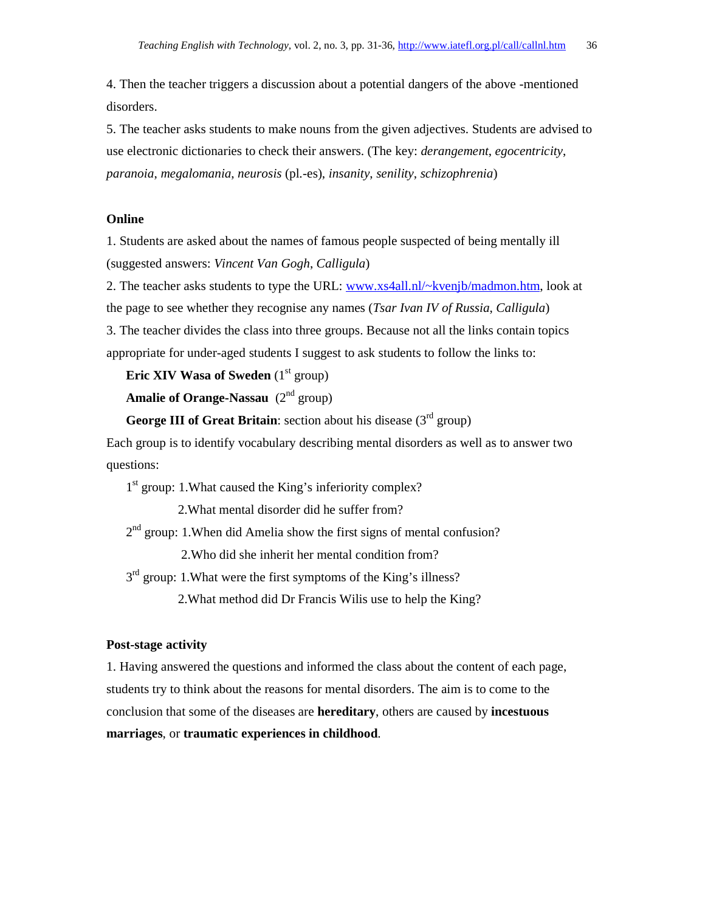4. Then the teacher triggers a discussion about a potential dangers of the above -mentioned disorders.

5. The teacher asks students to make nouns from the given adjectives. Students are advised to use electronic dictionaries to check their answers. (The key: *derangement*, *egocentricity*, *paranoia*, *megalomania*, *neurosis* (pl.-es), *insanity*, *senility*, *schizophrenia*)

**Online**

1. Students are asked about the names of famous people suspected of being mentally ill (suggested answers: *Vincent Van Gogh*, *Calligula*)

2. The teacher asks students to type the URL: www.xs4all.nl/~kvenjb/madmon.htm, look at the page to see whether they recognise any names (*Tsar Ivan IV of Russia*, *Calligula*)

3. The teacher divides the class into three groups. Because not all the links contain topics appropriate for under-aged students I suggest to ask students to follow the links to:

**Eric XIV Wasa of Sweden** (1st group)

**Amalie of Orange-Nassau** (2nd group)

**George III of Great Britain**: section about his disease (3rd group)

Each group is to identify vocabulary describing mental disorders as well as to answer two questions:

1st group: 1.What caused the King's inferiority complex?

2.What mental disorder did he suffer from?

2nd group: 1.When did Amelia show the first signs of mental confusion?

2.Who did she inherit her mental condition from?

3rd group: 1.What were the first symptoms of the King's illness?

2.What method did Dr Francis Wilis use to help the King?

**Post-stage activity**

1. Having answered the questions and informed the class about the content of each page, students try to think about the reasons for mental disorders. The aim is to come to the conclusion that some of the diseases are **hereditary**, others are caused by **incestuous marriages**, or **traumatic experiences in childhood**.